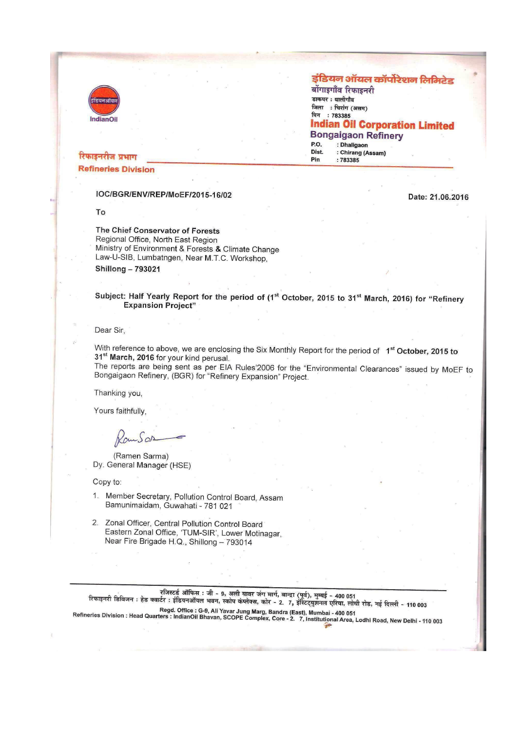इंडियन ऑयल कॉर्पोरेशन लिमिटेड
बोंगाइगाँव रिफाइनरी
डाकघर : धालीगाँव
जिला : चिरांग (असम)
पिन : 783385

**Indian Oil Corporation Limited**
**Bongaigaon Refinery**
P.O. : Dhaligaon
Dist. : Chirang (Assam)
Pin : 783385

IndianOil

रिफाइनरीज प्रभाग
**Refineries Division**

IOC/BGR/ENV/REP/MoEF/2015-16/02

Date: 21.06.2016

To

The Chief Conservator of Forests
Regional Office, North East Region
Ministry of Environment & Forests & Climate Change
Law-U-SIB, Lumbatngen, Near M.T.C. Workshop,
Shillong – 793021

**Subject: Half Yearly Report for the period of (1st October, 2015 to 31st March, 2016) for "Refinery Expansion Project"**

Dear Sir,

With reference to above, we are enclosing the Six Monthly Report for the period of **1st October, 2015 to 31st March, 2016** for your kind perusal.
The reports are being sent as per EIA Rules'2006 for the "Environmental Clearances" issued by MoEF to Bongaigaon Refinery, (BGR) for "Refinery Expansion" Project.

Thanking you,

Yours faithfully,

(Ramen Sarma)
Dy. General Manager (HSE)

Copy to:

1. Member Secretary, Pollution Control Board, Assam
   Bamunimaidam, Guwahati - 781 021

2. Zonal Officer, Central Pollution Control Board
   Eastern Zonal Office, 'TUM-SIR', Lower Motinagar,
   Near Fire Brigade H.Q., Shillong – 793014

रजिस्टर्ड ऑफिस : जी - 9, अली यावर जंग मार्ग, बान्द्रा (पूर्व), मुम्बई - 400 051
रिफाइनरी डिविजन : हेड क्वार्टर : इंडियनऑयल भवन, स्कोप कंप्लेक्स, कोर - 2. 7, इंस्टिट्युशनल एरिया, लोधी रोड, नई दिल्ली - 110 003
Regd. Office : G-9, Ali Yavar Jung Marg, Bandra (East), Mumbai - 400 051
Refineries Division : Head Quarters : IndianOil Bhavan, SCOPE Complex, Core - 2. 7, Institutional Area, Lodhi Road, New Delhi - 110 003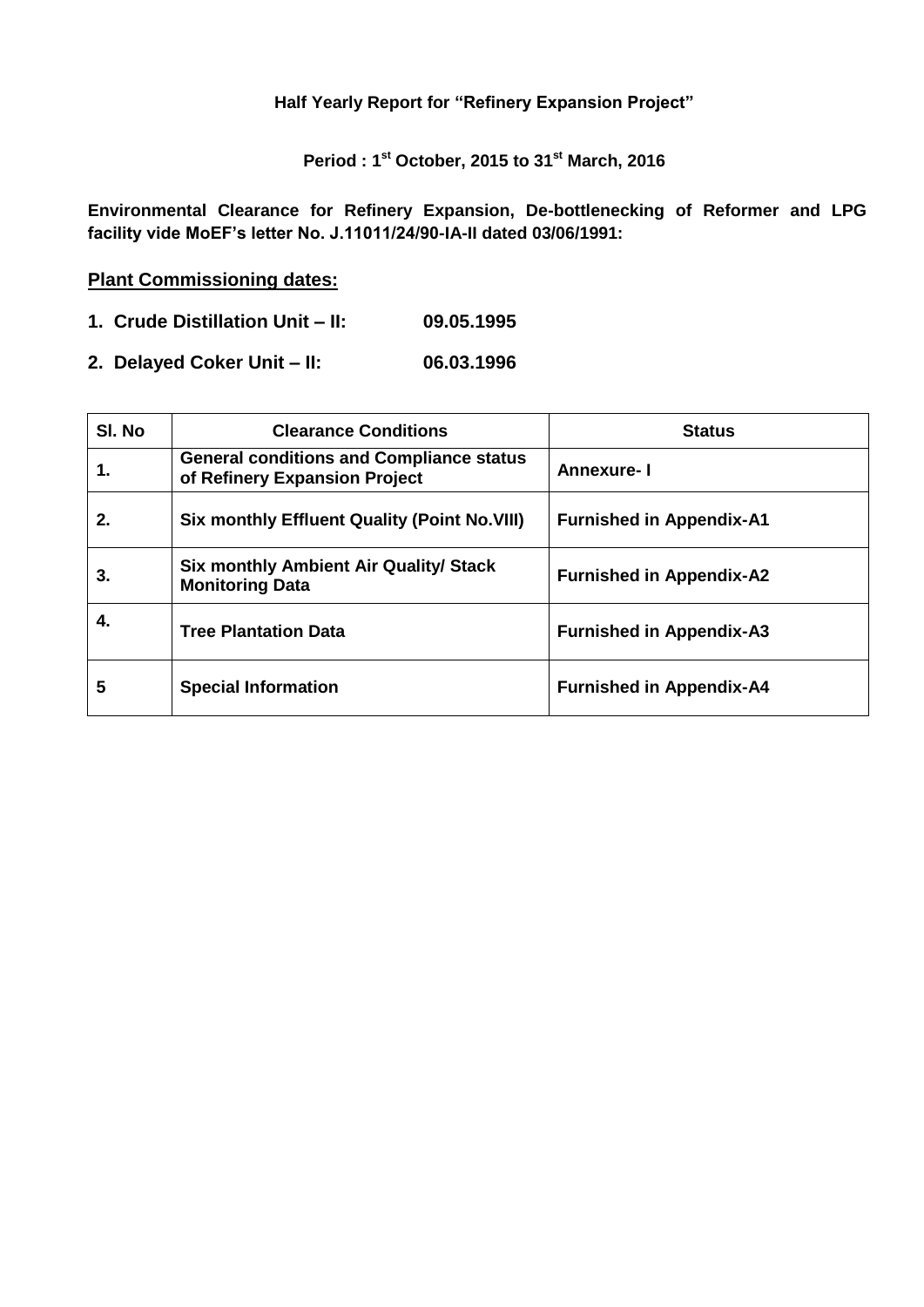**Half Yearly Report for "Refinery Expansion Project"**

**Period : 1st October, 2015 to 31st March, 2016**

**Environmental Clearance for Refinery Expansion, De-bottlenecking of Reformer and LPG facility vide MoEF's letter No. J.11011/24/90-IA-II dated 03/06/1991:**

## Plant Commissioning dates:

1. **Crude Distillation Unit – II: 09.05.1995**
2. **Delayed Coker Unit – II: 06.03.1996**

| Sl. No | Clearance Conditions | Status |
|---|---|---|
| 1. | General conditions and Compliance status of Refinery Expansion Project | Annexure- I |
| 2. | Six monthly Effluent Quality (Point No.VIII) | Furnished in Appendix-A1 |
| 3. | Six monthly Ambient Air Quality/ Stack Monitoring Data | Furnished in Appendix-A2 |
| 4. | Tree Plantation Data | Furnished in Appendix-A3 |
| 5 | Special Information | Furnished in Appendix-A4 |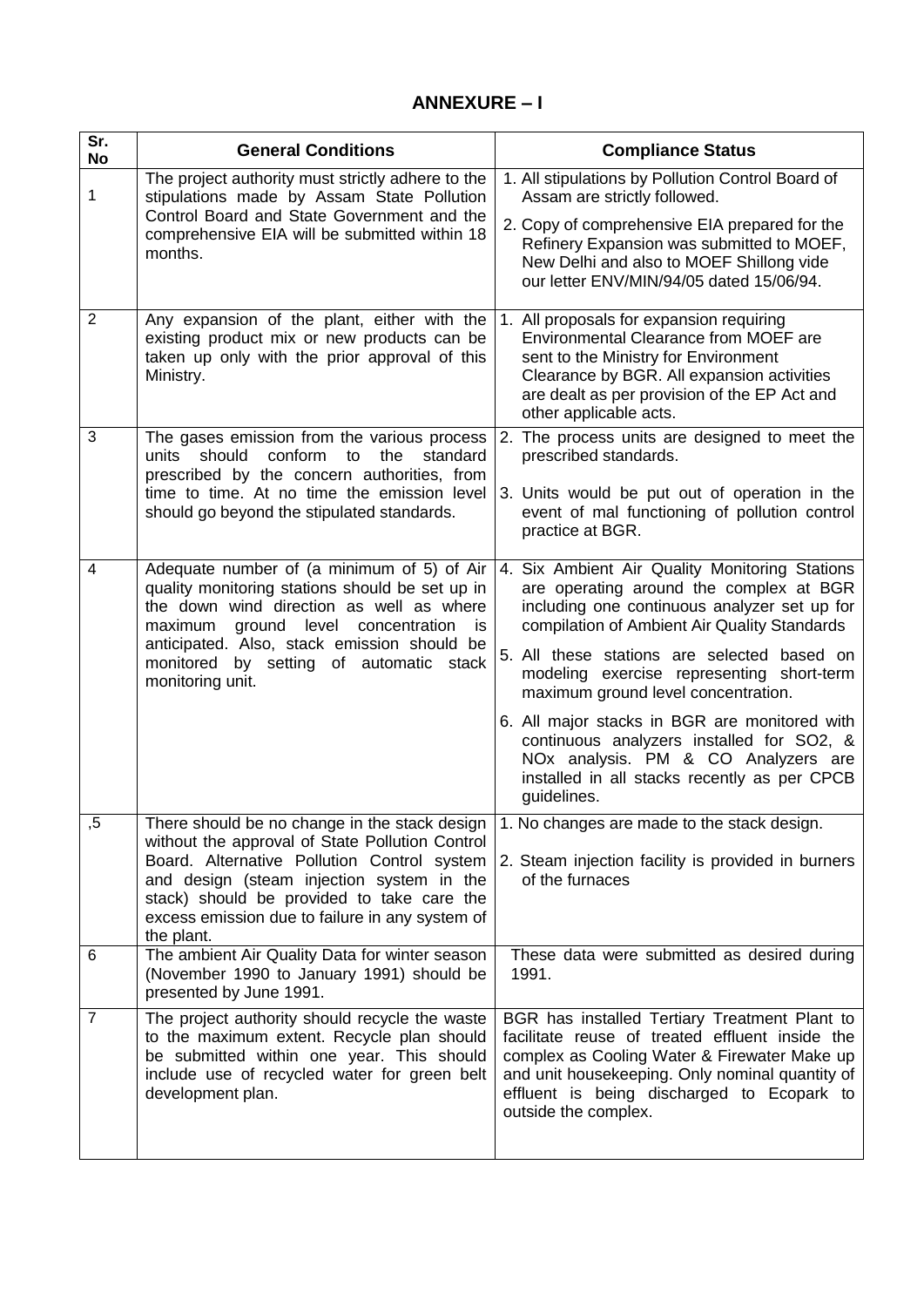## ANNEXURE – I

| Sr. No | General Conditions | Compliance Status |
|---|---|---|
| 1 | The project authority must strictly adhere to the stipulations made by Assam State Pollution Control Board and State Government and the comprehensive EIA will be submitted within 18 months. | 1. All stipulations by Pollution Control Board of Assam are strictly followed.<br>2. Copy of comprehensive EIA prepared for the Refinery Expansion was submitted to MOEF, New Delhi and also to MOEF Shillong vide our letter ENV/MIN/94/05 dated 15/06/94. |
| 2 | Any expansion of the plant, either with the existing product mix or new products can be taken up only with the prior approval of this Ministry. | 1. All proposals for expansion requiring Environmental Clearance from MOEF are sent to the Ministry for Environment Clearance by BGR. All expansion activities are dealt as per provision of the EP Act and other applicable acts. |
| 3 | The gases emission from the various process units should conform to the standard prescribed by the concern authorities, from time to time. At no time the emission level should go beyond the stipulated standards. | 2. The process units are designed to meet the prescribed standards.<br>3. Units would be put out of operation in the event of mal functioning of pollution control practice at BGR. |
| 4 | Adequate number of (a minimum of 5) of Air quality monitoring stations should be set up in the down wind direction as well as where maximum ground level concentration is anticipated. Also, stack emission should be monitored by setting of automatic stack monitoring unit. | 4. Six Ambient Air Quality Monitoring Stations are operating around the complex at BGR including one continuous analyzer set up for compilation of Ambient Air Quality Standards<br>5. All these stations are selected based on modeling exercise representing short-term maximum ground level concentration.<br>6. All major stacks in BGR are monitored with continuous analyzers installed for $SO_2$, & $NO_x$ analysis. PM & CO Analyzers are installed in all stacks recently as per CPCB guidelines. |
| ,5 | There should be no change in the stack design without the approval of State Pollution Control Board. Alternative Pollution Control system and design (steam injection system in the stack) should be provided to take care the excess emission due to failure in any system of the plant. | 1. No changes are made to the stack design.<br>2. Steam injection facility is provided in burners of the furnaces |
| 6 | The ambient Air Quality Data for winter season (November 1990 to January 1991) should be presented by June 1991. | These data were submitted as desired during 1991. |
| 7 | The project authority should recycle the waste to the maximum extent. Recycle plan should be submitted within one year. This should include use of recycled water for green belt development plan. | BGR has installed Tertiary Treatment Plant to facilitate reuse of treated effluent inside the complex as Cooling Water & Firewater Make up and unit housekeeping. Only nominal quantity of effluent is being discharged to Ecopark to outside the complex. |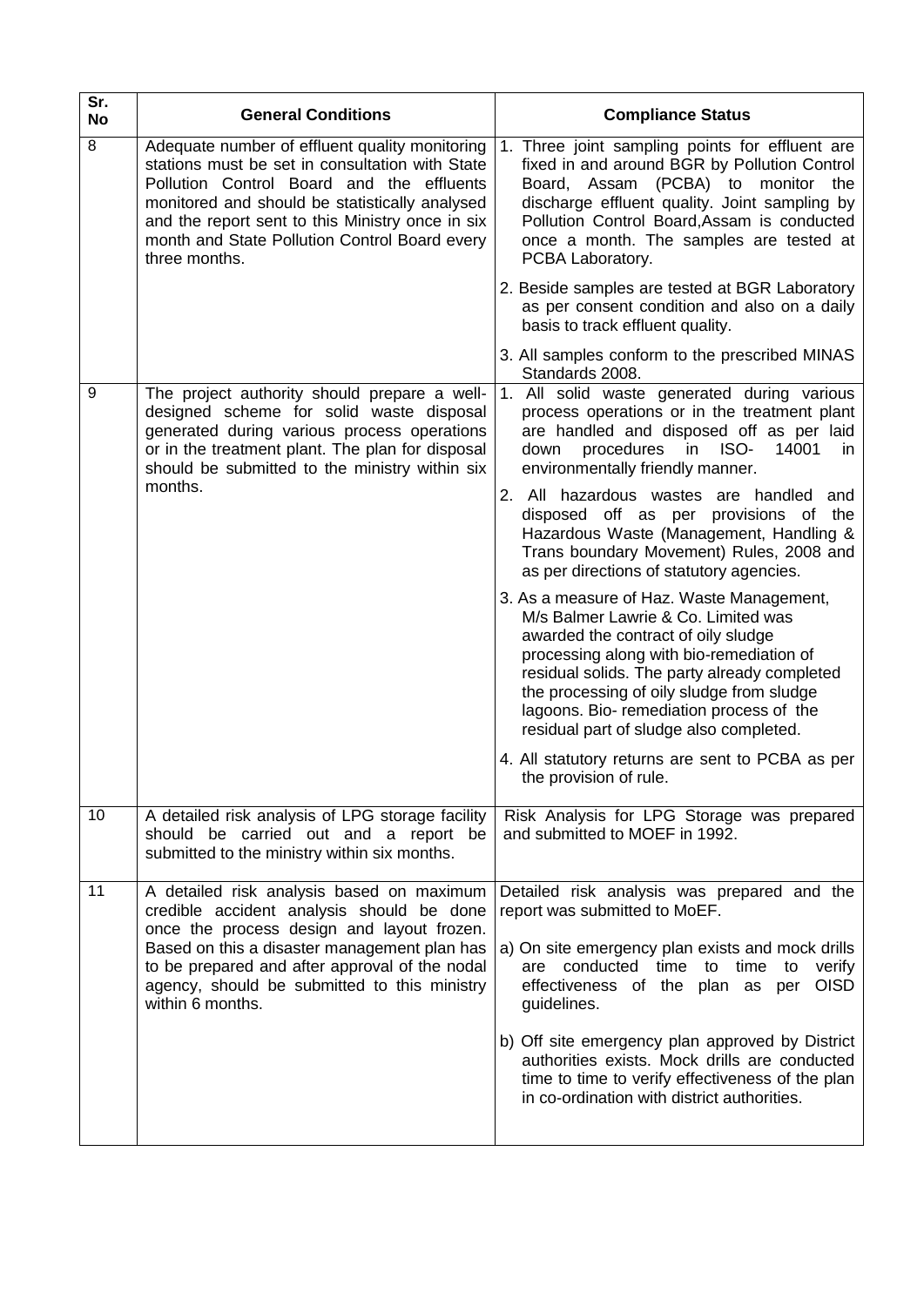| Sr. No | General Conditions | Compliance Status |
|---|---|---|
| 8 | Adequate number of effluent quality monitoring stations must be set in consultation with State Pollution Control Board and the effluents monitored and should be statistically analysed and the report sent to this Ministry once in six month and State Pollution Control Board every three months. | 1. Three joint sampling points for effluent are fixed in and around BGR by Pollution Control Board, Assam (PCBA) to monitor the discharge effluent quality. Joint sampling by Pollution Control Board,Assam is conducted once a month. The samples are tested at PCBA Laboratory.<br><br>2. Beside samples are tested at BGR Laboratory as per consent condition and also on a daily basis to track effluent quality.<br><br>3. All samples conform to the prescribed MINAS Standards 2008. |
| 9 | The project authority should prepare a well-designed scheme for solid waste disposal generated during various process operations or in the treatment plant. The plan for disposal should be submitted to the ministry within six months. | 1. All solid waste generated during various process operations or in the treatment plant are handled and disposed off as per laid down procedures in ISO- 14001 in environmentally friendly manner.<br><br>2. All hazardous wastes are handled and disposed off as per provisions of the Hazardous Waste (Management, Handling & Trans boundary Movement) Rules, 2008 and as per directions of statutory agencies.<br><br>3. As a measure of Haz. Waste Management, M/s Balmer Lawrie & Co. Limited was awarded the contract of oily sludge processing along with bio-remediation of residual solids. The party already completed the processing of oily sludge from sludge lagoons. Bio- remediation process of the residual part of sludge also completed.<br><br>4. All statutory returns are sent to PCBA as per the provision of rule. |
| 10 | A detailed risk analysis of LPG storage facility should be carried out and a report be submitted to the ministry within six months. | Risk Analysis for LPG Storage was prepared and submitted to MOEF in 1992. |
| 11 | A detailed risk analysis based on maximum credible accident analysis should be done once the process design and layout frozen. Based on this a disaster management plan has to be prepared and after approval of the nodal agency, should be submitted to this ministry within 6 months. | Detailed risk analysis was prepared and the report was submitted to MoEF.<br><br>a) On site emergency plan exists and mock drills are conducted time to time to verify effectiveness of the plan as per OISD guidelines.<br><br>b) Off site emergency plan approved by District authorities exists. Mock drills are conducted time to time to verify effectiveness of the plan in co-ordination with district authorities. |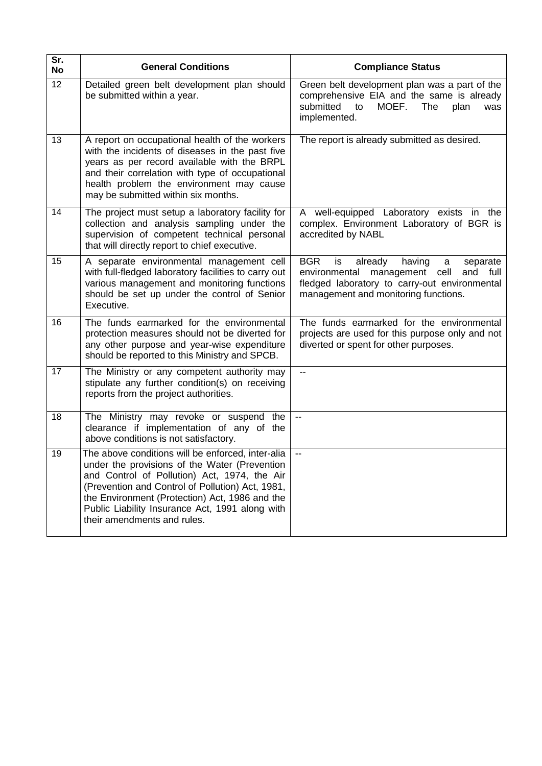| Sr. No | General Conditions | Compliance Status |
|---|---|---|
| 12 | Detailed green belt development plan should be submitted within a year. | Green belt development plan was a part of the comprehensive EIA and the same is already submitted to MOEF. The plan was implemented. |
| 13 | A report on occupational health of the workers with the incidents of diseases in the past five years as per record available with the BRPL and their correlation with type of occupational health problem the environment may cause may be submitted within six months. | The report is already submitted as desired. |
| 14 | The project must setup a laboratory facility for collection and analysis sampling under the supervision of competent technical personal that will directly report to chief executive. | A well-equipped Laboratory exists in the complex. Environment Laboratory of BGR is accredited by NABL |
| 15 | A separate environmental management cell with full-fledged laboratory facilities to carry out various management and monitoring functions should be set up under the control of Senior Executive. | BGR is already having a separate environmental management cell and full fledged laboratory to carry-out environmental management and monitoring functions. |
| 16 | The funds earmarked for the environmental protection measures should not be diverted for any other purpose and year-wise expenditure should be reported to this Ministry and SPCB. | The funds earmarked for the environmental projects are used for this purpose only and not diverted or spent for other purposes. |
| 17 | The Ministry or any competent authority may stipulate any further condition(s) on receiving reports from the project authorities. | -- |
| 18 | The Ministry may revoke or suspend the clearance if implementation of any of the above conditions is not satisfactory. | -- |
| 19 | The above conditions will be enforced, inter-alia under the provisions of the Water (Prevention and Control of Pollution) Act, 1974, the Air (Prevention and Control of Pollution) Act, 1981, the Environment (Protection) Act, 1986 and the Public Liability Insurance Act, 1991 along with their amendments and rules. | -- |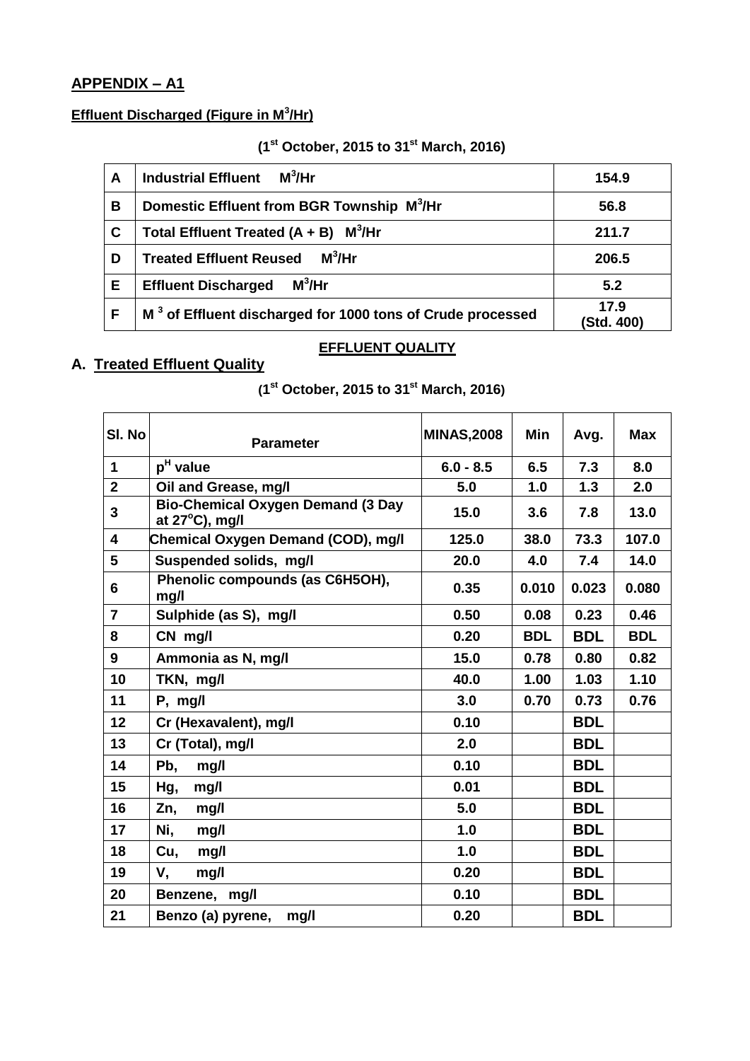## APPENDIX – A1

**Effluent Discharged (Figure in $M^3$/Hr)**

**($1^{st}$ October, 2015 to $31^{st}$ March, 2016)**

| | | |
|---|---|---|
| A | Industrial Effluent $M^3$/Hr | 154.9 |
| B | Domestic Effluent from BGR Township $M^3$/Hr | 56.8 |
| C | Total Effluent Treated (A + B) $M^3$/Hr | 211.7 |
| D | Treated Effluent Reused $M^3$/Hr | 206.5 |
| E | Effluent Discharged $M^3$/Hr | 5.2 |
| F | $M^3$ of Effluent discharged for 1000 tons of Crude processed | 17.9 (Std. 400) |

**EFFLUENT QUALITY**

**A. Treated Effluent Quality**

**($1^{st}$ October, 2015 to $31^{st}$ March, 2016)**

| Sl. No | Parameter | MINAS,2008 | Min | Avg. | Max |
|---|---|---|---|---|---|
| 1 | $p^H$ value | 6.0 - 8.5 | 6.5 | 7.3 | 8.0 |
| 2 | Oil and Grease, mg/l | 5.0 | 1.0 | 1.3 | 2.0 |
| 3 | Bio-Chemical Oxygen Demand (3 Day at 27°C), mg/l | 15.0 | 3.6 | 7.8 | 13.0 |
| 4 | Chemical Oxygen Demand (COD), mg/l | 125.0 | 38.0 | 73.3 | 107.0 |
| 5 | Suspended solids, mg/l | 20.0 | 4.0 | 7.4 | 14.0 |
| 6 | Phenolic compounds (as C6H5OH), mg/l | 0.35 | 0.010 | 0.023 | 0.080 |
| 7 | Sulphide (as S), mg/l | 0.50 | 0.08 | 0.23 | 0.46 |
| 8 | CN mg/l | 0.20 | BDL | BDL | BDL |
| 9 | Ammonia as N, mg/l | 15.0 | 0.78 | 0.80 | 0.82 |
| 10 | TKN, mg/l | 40.0 | 1.00 | 1.03 | 1.10 |
| 11 | P, mg/l | 3.0 | 0.70 | 0.73 | 0.76 |
| 12 | Cr (Hexavalent), mg/l | 0.10 | | BDL | |
| 13 | Cr (Total), mg/l | 2.0 | | BDL | |
| 14 | Pb, mg/l | 0.10 | | BDL | |
| 15 | Hg, mg/l | 0.01 | | BDL | |
| 16 | Zn, mg/l | 5.0 | | BDL | |
| 17 | Ni, mg/l | 1.0 | | BDL | |
| 18 | Cu, mg/l | 1.0 | | BDL | |
| 19 | V, mg/l | 0.20 | | BDL | |
| 20 | Benzene, mg/l | 0.10 | | BDL | |
| 21 | Benzo (a) pyrene, mg/l | 0.20 | | BDL | |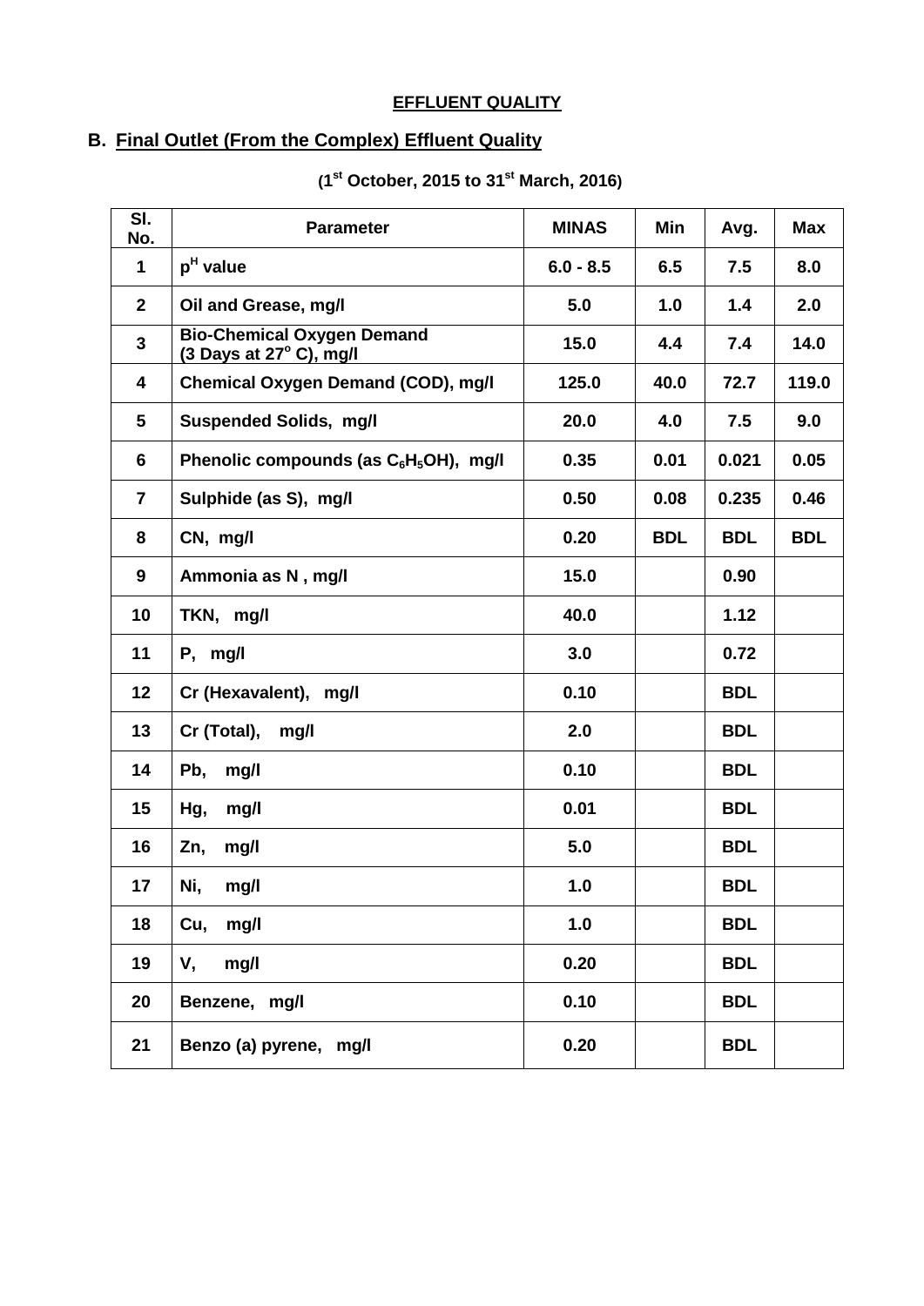**EFFLUENT QUALITY**

## B. Final Outlet (From the Complex) Effluent Quality

**(1st October, 2015 to 31st March, 2016)**

| Sl. No. | Parameter | MINAS | Min | Avg. | Max |
|---|---|---|---|---|---|
| 1 | $p^H$ value | 6.0 - 8.5 | 6.5 | 7.5 | 8.0 |
| 2 | Oil and Grease, mg/l | 5.0 | 1.0 | 1.4 | 2.0 |
| 3 | Bio-Chemical Oxygen Demand (3 Days at 27$^o$ C), mg/l | 15.0 | 4.4 | 7.4 | 14.0 |
| 4 | Chemical Oxygen Demand (COD), mg/l | 125.0 | 40.0 | 72.7 | 119.0 |
| 5 | Suspended Solids, mg/l | 20.0 | 4.0 | 7.5 | 9.0 |
| 6 | Phenolic compounds (as $C_6H_5OH$), mg/l | 0.35 | 0.01 | 0.021 | 0.05 |
| 7 | Sulphide (as S), mg/l | 0.50 | 0.08 | 0.235 | 0.46 |
| 8 | CN, mg/l | 0.20 | BDL | BDL | BDL |
| 9 | Ammonia as N , mg/l | 15.0 | | 0.90 | |
| 10 | TKN, mg/l | 40.0 | | 1.12 | |
| 11 | P, mg/l | 3.0 | | 0.72 | |
| 12 | Cr (Hexavalent), mg/l | 0.10 | | BDL | |
| 13 | Cr (Total), mg/l | 2.0 | | BDL | |
| 14 | Pb, mg/l | 0.10 | | BDL | |
| 15 | Hg, mg/l | 0.01 | | BDL | |
| 16 | Zn, mg/l | 5.0 | | BDL | |
| 17 | Ni, mg/l | 1.0 | | BDL | |
| 18 | Cu, mg/l | 1.0 | | BDL | |
| 19 | V, mg/l | 0.20 | | BDL | |
| 20 | Benzene, mg/l | 0.10 | | BDL | |
| 21 | Benzo (a) pyrene, mg/l | 0.20 | | BDL | |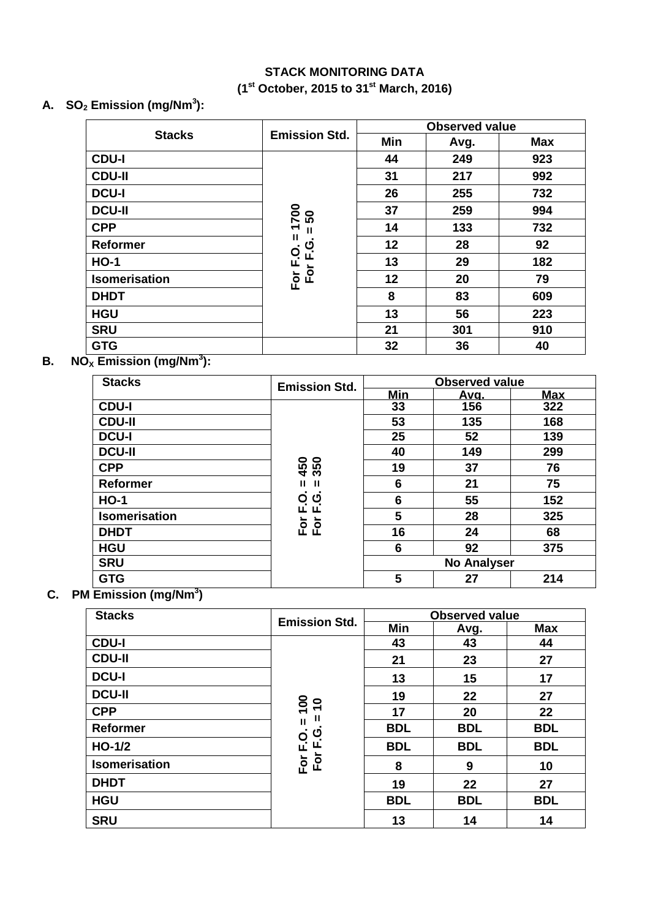**STACK MONITORING DATA**

**(1st October, 2015 to 31st March, 2016)**

**A. $SO_2$ Emission (mg/Nm$^3$):**

| Stacks | Emission Std. | Observed value | | |
|---|---|---|---|---|
| | | Min | Avg. | Max |
| CDU-I | For F.O. = 1700 For F.G. = 50 | 44 | 249 | 923 |
| CDU-II | | 31 | 217 | 992 |
| DCU-I | | 26 | 255 | 732 |
| DCU-II | | 37 | 259 | 994 |
| CPP | | 14 | 133 | 732 |
| Reformer | | 12 | 28 | 92 |
| HO-1 | | 13 | 29 | 182 |
| Isomerisation | | 12 | 20 | 79 |
| DHDT | | 8 | 83 | 609 |
| HGU | | 13 | 56 | 223 |
| SRU | | 21 | 301 | 910 |
| GTG | | 32 | 36 | 40 |

**B. $NO_X$ Emission (mg/Nm$^3$):**

| Stacks | Emission Std. | Observed value | | |
|---|---|---|---|---|
| | | Min | Avg. | Max |
| CDU-I | For F.O. = 450 For F.G. = 350 | 33 | 156 | 322 |
| CDU-II | | 53 | 135 | 168 |
| DCU-I | | 25 | 52 | 139 |
| DCU-II | | 40 | 149 | 299 |
| CPP | | 19 | 37 | 76 |
| Reformer | | 6 | 21 | 75 |
| HO-1 | | 6 | 55 | 152 |
| Isomerisation | | 5 | 28 | 325 |
| DHDT | | 16 | 24 | 68 |
| HGU | | 6 | 92 | 375 |
| SRU | | No Analyser | | |
| GTG | | 5 | 27 | 214 |

**C. PM Emission (mg/Nm$^3$)**

| Stacks | Emission Std. | Observed value | | |
|---|---|---|---|---|
| | | Min | Avg. | Max |
| CDU-I | For F.O. = 100 For F.G. = 10 | 43 | 43 | 44 |
| CDU-II | | 21 | 23 | 27 |
| DCU-I | | 13 | 15 | 17 |
| DCU-II | | 19 | 22 | 27 |
| CPP | | 17 | 20 | 22 |
| Reformer | | BDL | BDL | BDL |
| HO-1/2 | | BDL | BDL | BDL |
| Isomerisation | | 8 | 9 | 10 |
| DHDT | | 19 | 22 | 27 |
| HGU | | BDL | BDL | BDL |
| SRU | | 13 | 14 | 14 |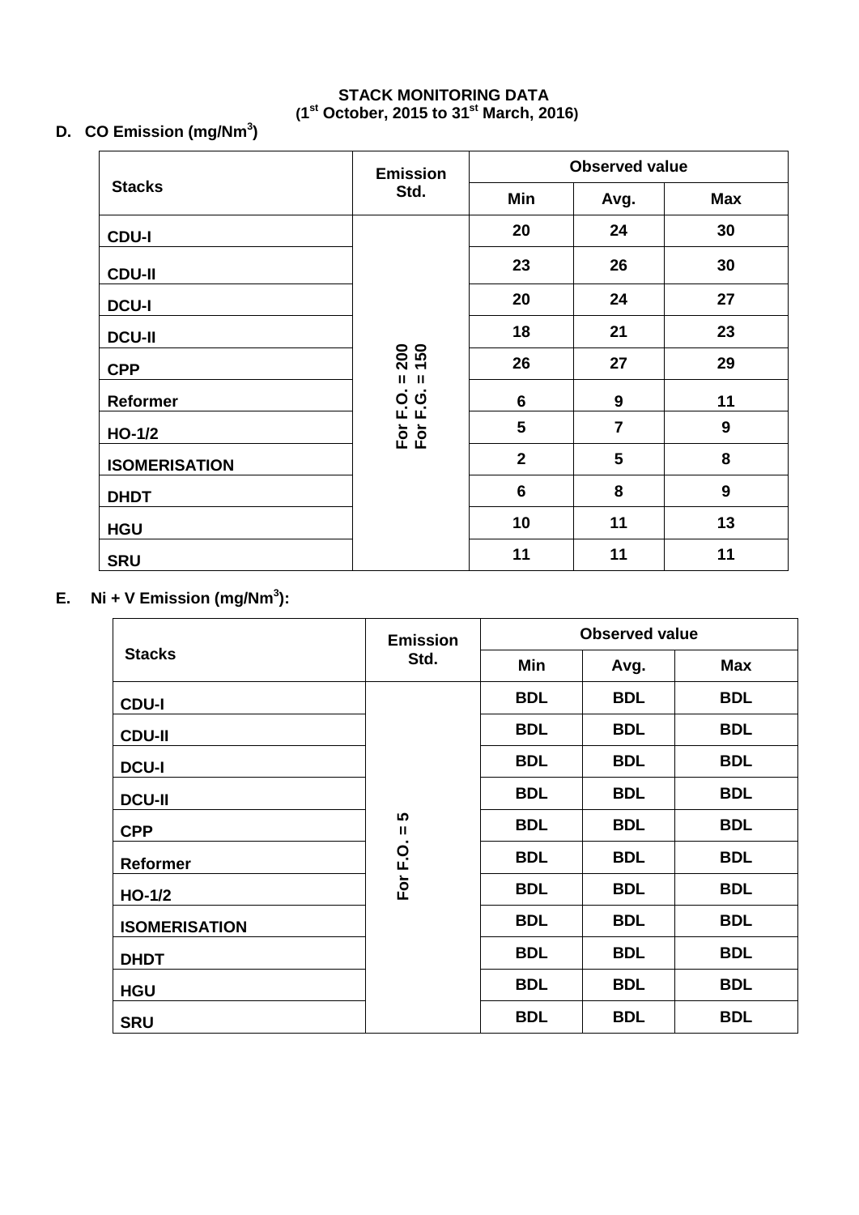**STACK MONITORING DATA**
**(1st October, 2015 to 31st March, 2016)**

## D. CO Emission (mg/$Nm^3$)

| Stacks | Emission Std. | Observed value | | |
|---|---|---|---|---|
| | | Min | Avg. | Max |
| CDU-I | For F.O. = 200<br>For F.G. = 150 | 20 | 24 | 30 |
| CDU-II | | 23 | 26 | 30 |
| DCU-I | | 20 | 24 | 27 |
| DCU-II | | 18 | 21 | 23 |
| CPP | | 26 | 27 | 29 |
| Reformer | | 6 | 9 | 11 |
| HO-1/2 | | 5 | 7 | 9 |
| ISOMERISATION | | 2 | 5 | 8 |
| DHDT | | 6 | 8 | 9 |
| HGU | | 10 | 11 | 13 |
| SRU | | 11 | 11 | 11 |

## E. Ni + V Emission (mg/$Nm^3$):

| Stacks | Emission Std. | Observed value | | |
|---|---|---|---|---|
| | | Min | Avg. | Max |
| CDU-I | For F.O. = 5 | BDL | BDL | BDL |
| CDU-II | | BDL | BDL | BDL |
| DCU-I | | BDL | BDL | BDL |
| DCU-II | | BDL | BDL | BDL |
| CPP | | BDL | BDL | BDL |
| Reformer | | BDL | BDL | BDL |
| HO-1/2 | | BDL | BDL | BDL |
| ISOMERISATION | | BDL | BDL | BDL |
| DHDT | | BDL | BDL | BDL |
| HGU | | BDL | BDL | BDL |
| SRU | | BDL | BDL | BDL |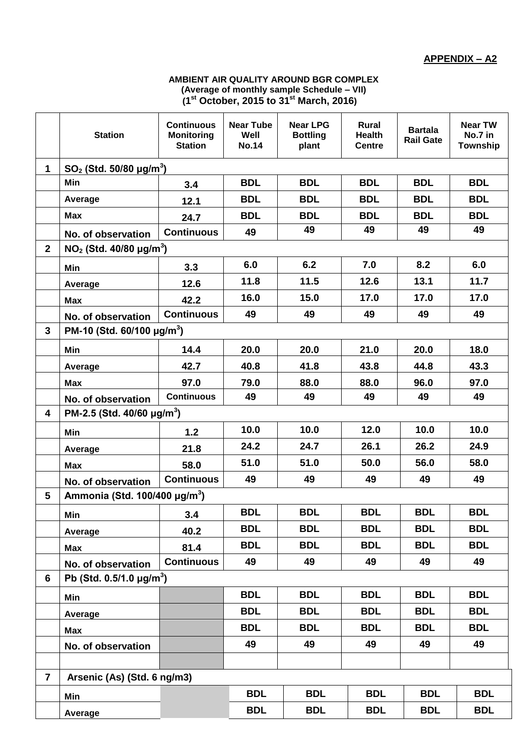**APPENDIX – A2**

**AMBIENT AIR QUALITY AROUND BGR COMPLEX**
**(Average of monthly sample Schedule – VII)**
**(1st October, 2015 to 31st March, 2016)**

| | Station | Continuous Monitoring Station | Near Tube Well No.14 | Near LPG Bottling plant | Rural Health Centre | Bartala Rail Gate | Near TW No.7 in Township |
|---|---|---|---|---|---|---|---|
| 1 | $SO_2$ (Std. 50/80 µg/m$^3$) | | | | | | |
| | Min | 3.4 | BDL | BDL | BDL | BDL | BDL |
| | Average | 12.1 | BDL | BDL | BDL | BDL | BDL |
| | Max | 24.7 | BDL | BDL | BDL | BDL | BDL |
| | No. of observation | Continuous | 49 | 49 | 49 | 49 | 49 |
| 2 | $NO_2$ (Std. 40/80 µg/m$^3$) | | | | | | |
| | Min | 3.3 | 6.0 | 6.2 | 7.0 | 8.2 | 6.0 |
| | Average | 12.6 | 11.8 | 11.5 | 12.6 | 13.1 | 11.7 |
| | Max | 42.2 | 16.0 | 15.0 | 17.0 | 17.0 | 17.0 |
| | No. of observation | Continuous | 49 | 49 | 49 | 49 | 49 |
| 3 | PM-10 (Std. 60/100 µg/m$^3$) | | | | | | |
| | Min | 14.4 | 20.0 | 20.0 | 21.0 | 20.0 | 18.0 |
| | Average | 42.7 | 40.8 | 41.8 | 43.8 | 44.8 | 43.3 |
| | Max | 97.0 | 79.0 | 88.0 | 88.0 | 96.0 | 97.0 |
| | No. of observation | Continuous | 49 | 49 | 49 | 49 | 49 |
| 4 | PM-2.5 (Std. 40/60 µg/m$^3$) | | | | | | |
| | Min | 1.2 | 10.0 | 10.0 | 12.0 | 10.0 | 10.0 |
| | Average | 21.8 | 24.2 | 24.7 | 26.1 | 26.2 | 24.9 |
| | Max | 58.0 | 51.0 | 51.0 | 50.0 | 56.0 | 58.0 |
| | No. of observation | Continuous | 49 | 49 | 49 | 49 | 49 |
| 5 | Ammonia (Std. 100/400 µg/m$^3$) | | | | | | |
| | Min | 3.4 | BDL | BDL | BDL | BDL | BDL |
| | Average | 40.2 | BDL | BDL | BDL | BDL | BDL |
| | Max | 81.4 | BDL | BDL | BDL | BDL | BDL |
| | No. of observation | Continuous | 49 | 49 | 49 | 49 | 49 |
| 6 | Pb (Std. 0.5/1.0 µg/m$^3$) | | | | | | |
| | Min | | BDL | BDL | BDL | BDL | BDL |
| | Average | | BDL | BDL | BDL | BDL | BDL |
| | Max | | BDL | BDL | BDL | BDL | BDL |
| | No. of observation | | 49 | 49 | 49 | 49 | 49 |
| | | | | | | | |
| 7 | Arsenic (As) (Std. 6 ng/m3) | | | | | | |
| | Min | | BDL | BDL | BDL | BDL | BDL |
| | Average | | BDL | BDL | BDL | BDL | BDL |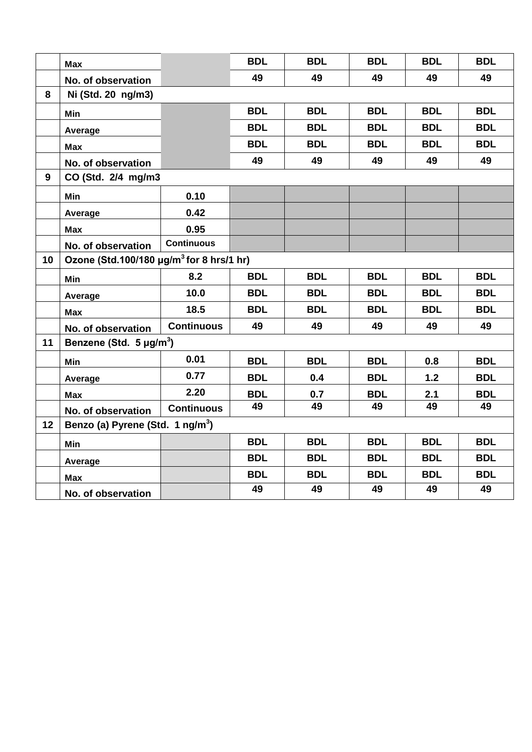| | | | | | | | |
|---|---|---|---|---|---|---|---|
| | Max | | BDL | BDL | BDL | BDL | BDL |
| | No. of observation | | 49 | 49 | 49 | 49 | 49 |
| 8 | Ni (Std. 20 ng/m3) | | | | | | |
| | Min | | BDL | BDL | BDL | BDL | BDL |
| | Average | | BDL | BDL | BDL | BDL | BDL |
| | Max | | BDL | BDL | BDL | BDL | BDL |
| | No. of observation | | 49 | 49 | 49 | 49 | 49 |
| 9 | CO (Std. 2/4 mg/m3 | | | | | | |
| | Min | 0.10 | | | | | |
| | Average | 0.42 | | | | | |
| | Max | 0.95 | | | | | |
| | No. of observation | Continuous | | | | | |
| 10 | Ozone (Std.100/180 μg/m$^3$ for 8 hrs/1 hr) | | | | | | |
| | Min | 8.2 | BDL | BDL | BDL | BDL | BDL |
| | Average | 10.0 | BDL | BDL | BDL | BDL | BDL |
| | Max | 18.5 | BDL | BDL | BDL | BDL | BDL |
| | No. of observation | Continuous | 49 | 49 | 49 | 49 | 49 |
| 11 | Benzene (Std. 5 μg/m$^3$) | | | | | | |
| | Min | 0.01 | BDL | BDL | BDL | 0.8 | BDL |
| | Average | 0.77 | BDL | 0.4 | BDL | 1.2 | BDL |
| | Max | 2.20 | BDL | 0.7 | BDL | 2.1 | BDL |
| | No. of observation | Continuous | 49 | 49 | 49 | 49 | 49 |
| 12 | Benzo (a) Pyrene (Std. 1 ng/m$^3$) | | | | | | |
| | Min | | BDL | BDL | BDL | BDL | BDL |
| | Average | | BDL | BDL | BDL | BDL | BDL |
| | Max | | BDL | BDL | BDL | BDL | BDL |
| | No. of observation | | 49 | 49 | 49 | 49 | 49 |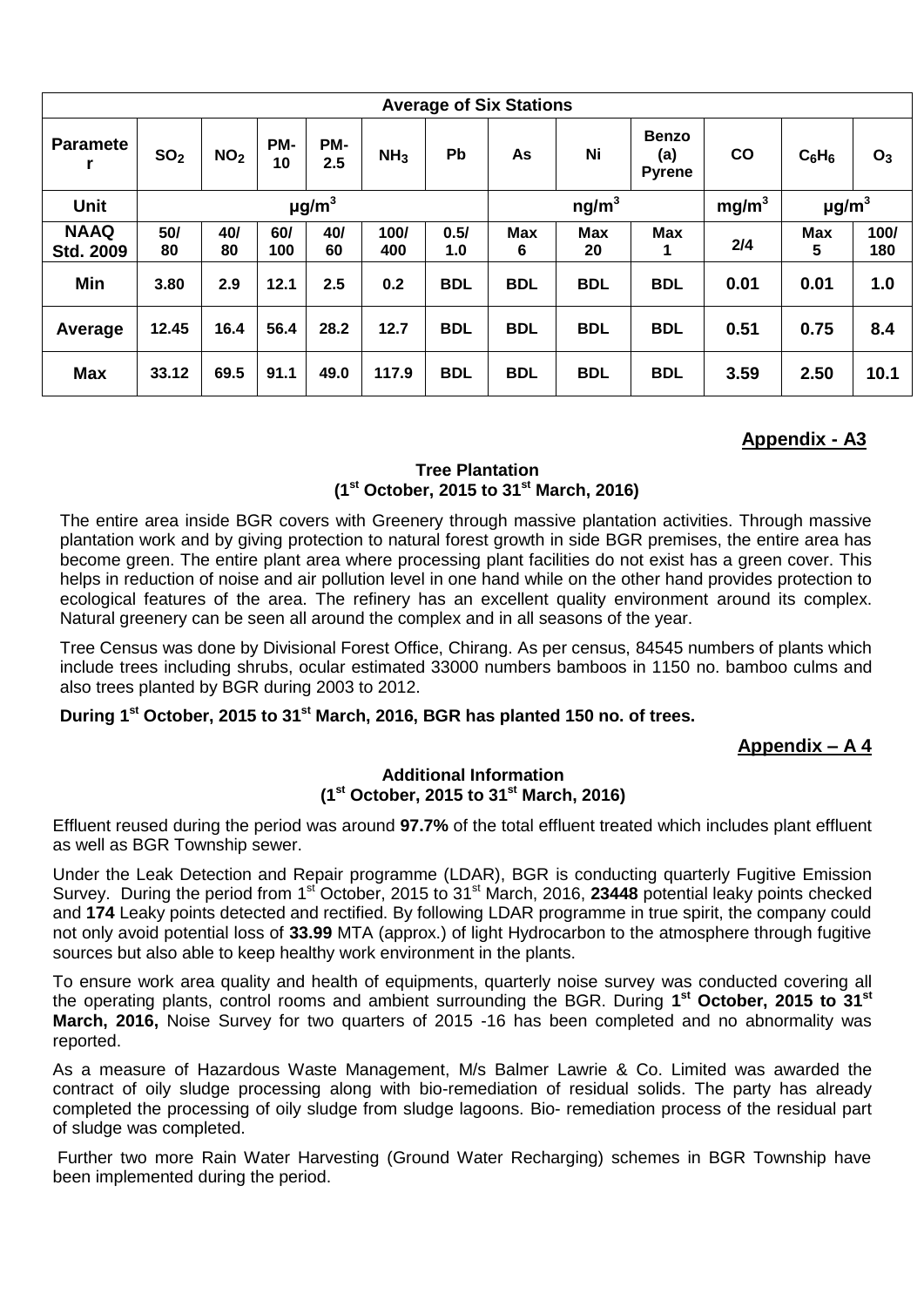| Average of Six Stations | | | | | | | | | | | | |
|---|---|---|---|---|---|---|---|---|---|---|---|---|
| **Parameter** | **$SO_2$** | **$NO_2$** | **PM-10** | **PM-2.5** | **$NH_3$** | **Pb** | **As** | **Ni** | **Benzo (a) Pyrene** | **CO** | **$C_6H_6$** | **$O_3$** |
| **Unit** | $\mu g/m^3$ | | | | | | $ng/m^3$ | | | $mg/m^3$ | $\mu g/m^3$ | |
| **NAAQ Std. 2009** | **50/ 80** | **40/ 80** | **60/ 100** | **40/ 60** | **100/ 400** | **0.5/ 1.0** | **Max 6** | **Max 20** | **Max 1** | **2/4** | **Max 5** | **100/ 180** |
| **Min** | **3.80** | **2.9** | **12.1** | **2.5** | **0.2** | **BDL** | **BDL** | **BDL** | **BDL** | **0.01** | **0.01** | **1.0** |
| **Average** | **12.45** | **16.4** | **56.4** | **28.2** | **12.7** | **BDL** | **BDL** | **BDL** | **BDL** | **0.51** | **0.75** | **8.4** |
| **Max** | **33.12** | **69.5** | **91.1** | **49.0** | **117.9** | **BDL** | **BDL** | **BDL** | **BDL** | **3.59** | **2.50** | **10.1** |

## Appendix - A3

### Tree Plantation (1st October, 2015 to 31st March, 2016)

The entire area inside BGR covers with Greenery through massive plantation activities. Through massive plantation work and by giving protection to natural forest growth in side BGR premises, the entire area has become green. The entire plant area where processing plant facilities do not exist has a green cover. This helps in reduction of noise and air pollution level in one hand while on the other hand provides protection to ecological features of the area. The refinery has an excellent quality environment around its complex. Natural greenery can be seen all around the complex and in all seasons of the year.

Tree Census was done by Divisional Forest Office, Chirang. As per census, 84545 numbers of plants which include trees including shrubs, ocular estimated 33000 numbers bamboos in 1150 no. bamboo culms and also trees planted by BGR during 2003 to 2012.

**During 1st October, 2015 to 31st March, 2016, BGR has planted 150 no. of trees.**

## Appendix – A 4

### Additional Information (1st October, 2015 to 31st March, 2016)

Effluent reused during the period was around **97.7%** of the total effluent treated which includes plant effluent as well as BGR Township sewer.

Under the Leak Detection and Repair programme (LDAR), BGR is conducting quarterly Fugitive Emission Survey. During the period from 1st October, 2015 to 31st March, 2016, **23448** potential leaky points checked and **174** Leaky points detected and rectified. By following LDAR programme in true spirit, the company could not only avoid potential loss of **33.99** MTA (approx.) of light Hydrocarbon to the atmosphere through fugitive sources but also able to keep healthy work environment in the plants.

To ensure work area quality and health of equipments, quarterly noise survey was conducted covering all the operating plants, control rooms and ambient surrounding the BGR. During **1st October, 2015 to 31st March, 2016,** Noise Survey for two quarters of 2015 -16 has been completed and no abnormality was reported.

As a measure of Hazardous Waste Management, M/s Balmer Lawrie & Co. Limited was awarded the contract of oily sludge processing along with bio-remediation of residual solids. The party has already completed the processing of oily sludge from sludge lagoons. Bio- remediation process of the residual part of sludge was completed.

Further two more Rain Water Harvesting (Ground Water Recharging) schemes in BGR Township have been implemented during the period.